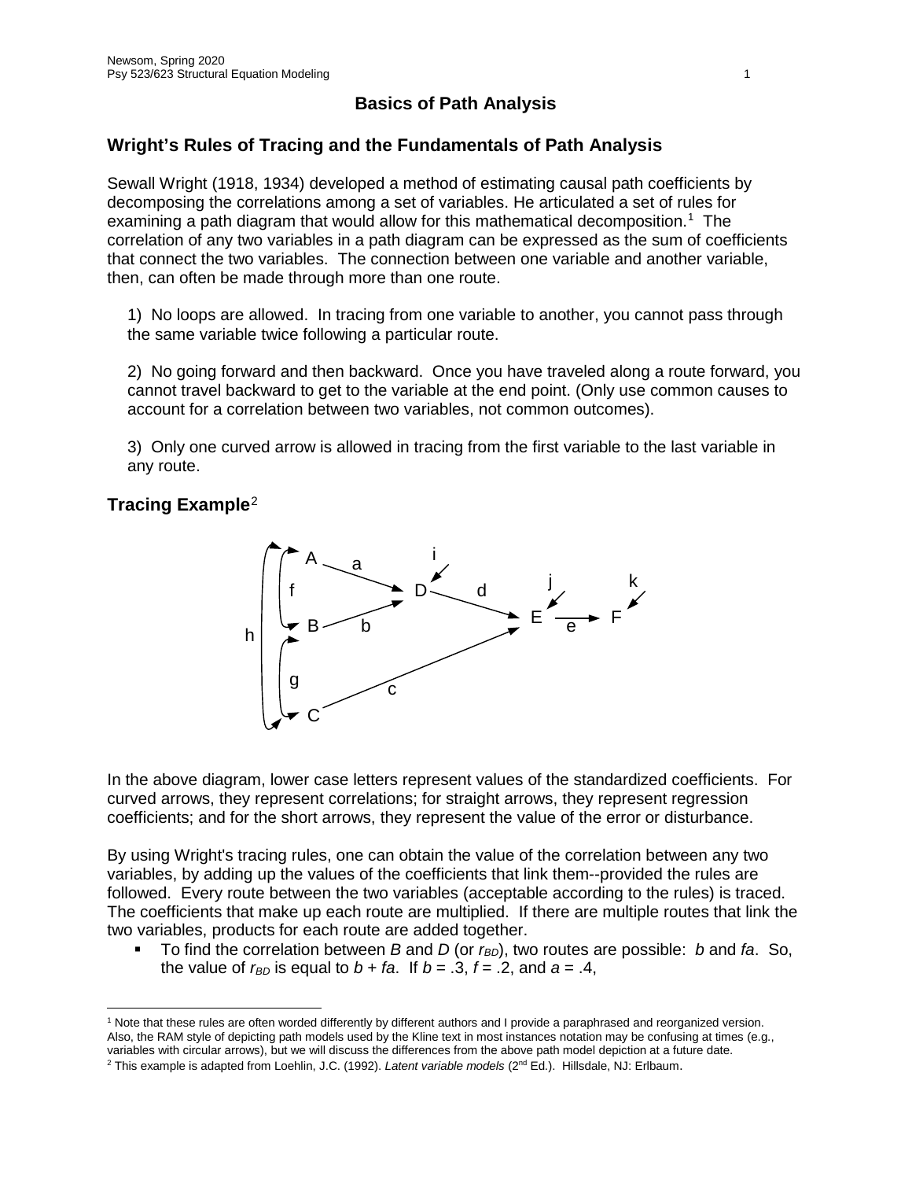# Basics of Path Analysis

## Wright's Rules of Tracing and the Fundamentals of Path Analysis

Sewall Wright (1918, 1934) developed a method of estimating causal path coefficients by decomposing the correlations among a set of variables. He articulated a set of rules for examining a path diagram that would allow for this mathematical decomposition.[1] The correlation of any two variables in a path diagram can be expressed as the sum of coefficients that connect the two variables. The connection between one variable and another variable, then, can often be made through more than one route.

1) No loops are allowed. In tracing from one variable to another, you cannot pass through the same variable twice following a particular route.

2) No going forward and then backward. Once you have traveled along a route forward, you cannot travel backward to get to the variable at the end point. (Only use common causes to account for a correlation between two variables, not common outcomes).

3) Only one curved arrow is allowed in tracing from the first variable to the last variable in any route.

## Tracing Example[2]

In the above diagram, lower case letters represent values of the standardized coefficients. For curved arrows, they represent correlations; for straight arrows, they represent regression coefficients; and for the short arrows, they represent the value of the error or disturbance.

By using Wright's tracing rules, one can obtain the value of the correlation between any two variables, by adding up the values of the coefficients that link them--provided the rules are followed. Every route between the two variables (acceptable according to the rules) is traced. The coefficients that make up each route are multiplied. If there are multiple routes that link the two variables, products for each route are added together.

- To find the correlation between *B* and *D* (or $r_{BD}$), two routes are possible: *b* and *fa*. So, the value of $r_{BD}$ is equal to $b + fa$. If $b = .3$, $f = .2$, and $a = .4$,

[1] Note that these rules are often worded differently by different authors and I provide a paraphrased and reorganized version. Also, the RAM style of depicting path models used by the Kline text in most instances notation may be confusing at times (e.g., variables with circular arrows), but we will discuss the differences from the above path model depiction at a future date.

[2] This example is adapted from Loehlin, J.C. (1992). *Latent variable models* (2nd Ed.). Hillsdale, NJ: Erlbaum.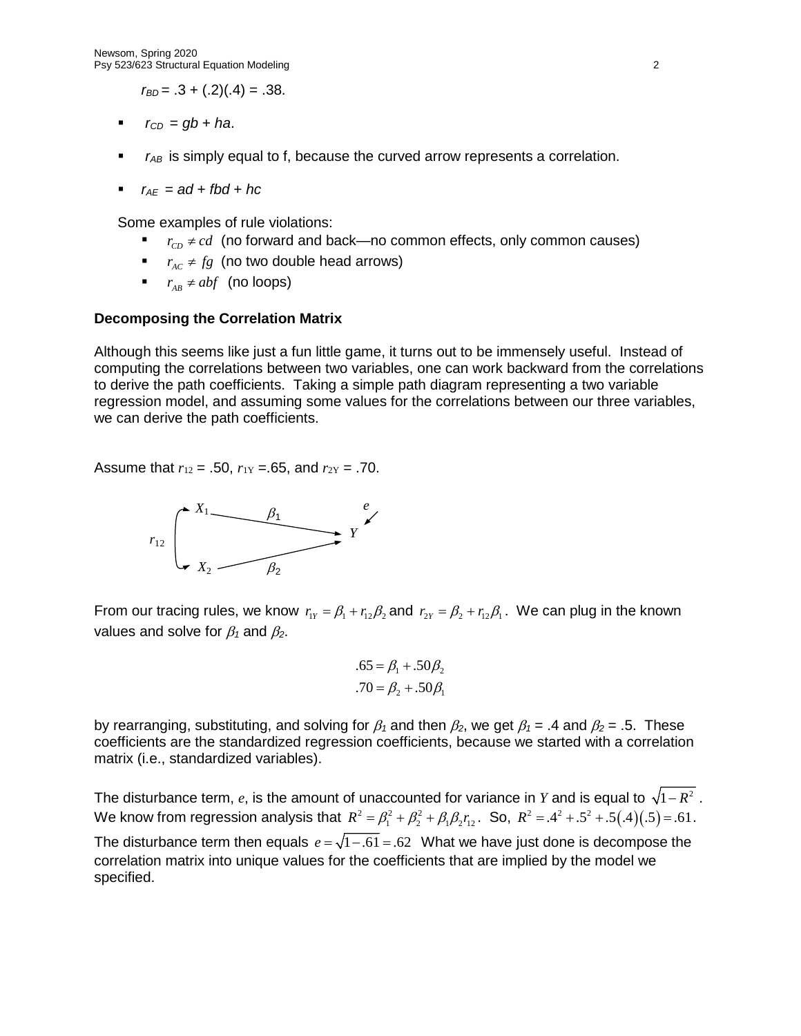$r_{BD} = .3 + (.2)(.4) = .38.$

- $r_{CD} = gb + ha$.
- $r_{AB}$ is simply equal to f, because the curved arrow represents a correlation.
- $r_{AE} = ad + fbd + hc$

Some examples of rule violations:

- $r_{CD} \neq cd$ (no forward and back—no common effects, only common causes)
- $r_{AC} \neq fg$ (no two double head arrows)
- $r_{AB} \neq abf$ (no loops)

**Decomposing the Correlation Matrix**

Although this seems like just a fun little game, it turns out to be immensely useful. Instead of computing the correlations between two variables, one can work backward from the correlations to derive the path coefficients. Taking a simple path diagram representing a two variable regression model, and assuming some values for the correlations between our three variables, we can derive the path coefficients.

Assume that $r_{12} = .50$, $r_{1Y} = .65$, and $r_{2Y} = .70$.

$X_1$, $X_2$, $r_{12}$, $\beta_1$, $\beta_2$, $Y$, $e$

From our tracing rules, we know $r_{1Y} = \beta_1 + r_{12}\beta_2$ and $r_{2Y} = \beta_2 + r_{12}\beta_1$. We can plug in the known values and solve for $\beta_1$ and $\beta_2$.

$$.65 = \beta_1 + .50\beta_2$$
$$.70 = \beta_2 + .50\beta_1$$

by rearranging, substituting, and solving for $\beta_1$ and then $\beta_2$, we get $\beta_1 = .4$ and $\beta_2 = .5$. These coefficients are the standardized regression coefficients, because we started with a correlation matrix (i.e., standardized variables).

The disturbance term, $e$, is the amount of unaccounted for variance in $Y$ and is equal to $\sqrt{1-R^2}$. We know from regression analysis that $R^2 = \beta_1^2 + \beta_2^2 + \beta_1\beta_2 r_{12}$. So, $R^2 = .4^2 + .5^2 + .5(.4)(.5) = .61$. The disturbance term then equals $e = \sqrt{1-.61} = .62$ What we have just done is decompose the correlation matrix into unique values for the coefficients that are implied by the model we specified.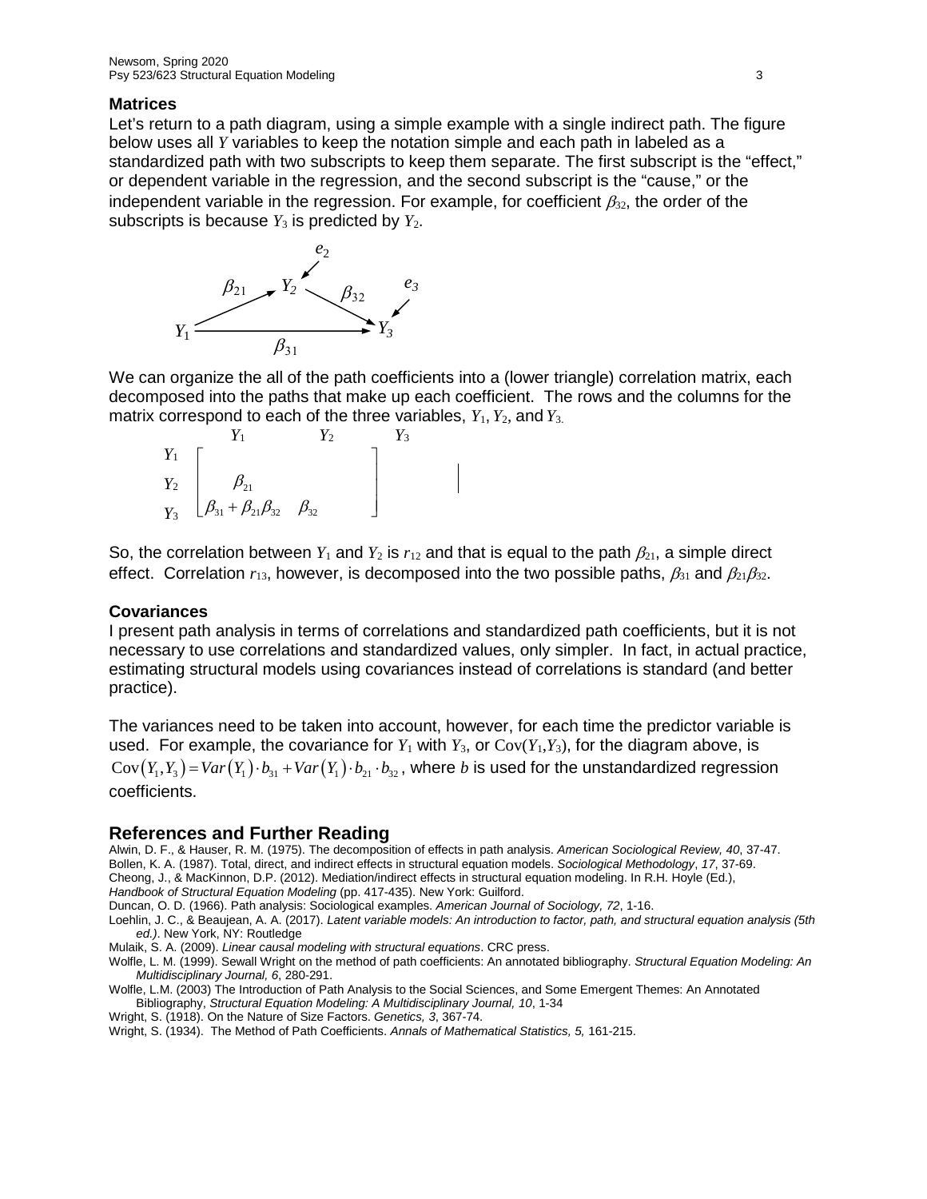### Matrices

Let's return to a path diagram, using a simple example with a single indirect path. The figure below uses all $Y$ variables to keep the notation simple and each path in labeled as a standardized path with two subscripts to keep them separate. The first subscript is the "effect," or dependent variable in the regression, and the second subscript is the "cause," or the independent variable in the regression. For example, for coefficient $\beta_{32}$, the order of the subscripts is because $Y_3$ is predicted by $Y_2$.

$e_2$

$\beta_{21}$ $Y_2$ $\beta_{32}$ $e_3$

$Y_1$ $Y_3$

$\beta_{31}$

We can organize the all of the path coefficients into a (lower triangle) correlation matrix, each decomposed into the paths that make up each coefficient. The rows and the columns for the matrix correspond to each of the three variables, $Y_1$, $Y_2$, and $Y_3$.

$$
\begin{array}{c} \\ Y_1 \\ Y_2 \\ Y_3 \end{array}
\begin{array}{c}
\begin{array}{ccc} Y_1 & \qquad Y_2 & \qquad Y_3 \end{array} \\
\left[ \begin{array}{ccc}
 & & \\
\beta_{21} & & \\
\beta_{31} + \beta_{21}\beta_{32} & \beta_{32} &
\end{array} \right]
\end{array}
$$

So, the correlation between $Y_1$ and $Y_2$ is $r_{12}$ and that is equal to the path $\beta_{21}$, a simple direct effect. Correlation $r_{13}$, however, is decomposed into the two possible paths, $\beta_{31}$ and $\beta_{21}\beta_{32}$.

### Covariances

I present path analysis in terms of correlations and standardized path coefficients, but it is not necessary to use correlations and standardized values, only simpler. In fact, in actual practice, estimating structural models using covariances instead of correlations is standard (and better practice).

The variances need to be taken into account, however, for each time the predictor variable is used. For example, the covariance for $Y_1$ with $Y_3$, or $\text{Cov}(Y_1,Y_3)$, for the diagram above, is $\text{Cov}(Y_1,Y_3) = Var(Y_1)\cdot b_{31} + Var(Y_1)\cdot b_{21}\cdot b_{32}$, where $b$ is used for the unstandardized regression coefficients.

## References and Further Reading

Alwin, D. F., & Hauser, R. M. (1975). The decomposition of effects in path analysis. *American Sociological Review, 40*, 37-47.

Bollen, K. A. (1987). Total, direct, and indirect effects in structural equation models. *Sociological Methodology*, *17*, 37-69.

Cheong, J., & MacKinnon, D.P. (2012). Mediation/indirect effects in structural equation modeling. In R.H. Hoyle (Ed.), *Handbook of Structural Equation Modeling* (pp. 417-435). New York: Guilford.

Duncan, O. D. (1966). Path analysis: Sociological examples. *American Journal of Sociology, 72*, 1-16.

Loehlin, J. C., & Beaujean, A. A. (2017). *Latent variable models: An introduction to factor, path, and structural equation analysis (5th ed.)*. New York, NY: Routledge

Mulaik, S. A. (2009). *Linear causal modeling with structural equations*. CRC press.

Wolfle, L. M. (1999). Sewall Wright on the method of path coefficients: An annotated bibliography. *Structural Equation Modeling: An Multidisciplinary Journal, 6*, 280-291.

Wolfle, L.M. (2003) The Introduction of Path Analysis to the Social Sciences, and Some Emergent Themes: An Annotated Bibliography, *Structural Equation Modeling: A Multidisciplinary Journal, 10*, 1-34

Wright, S. (1918). On the Nature of Size Factors. *Genetics, 3*, 367-74.

Wright, S. (1934). The Method of Path Coefficients. *Annals of Mathematical Statistics, 5,* 161-215.